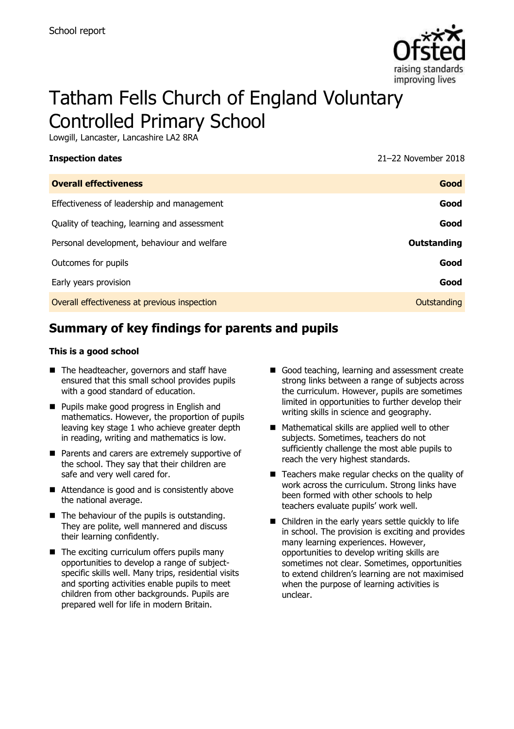School report

# Tatham Fells Church of England Voluntary Controlled Primary School

Lowgill, Lancaster, Lancashire LA2 8RA

| **Inspection dates** | 21–22 November 2018 |
| --- | --- |
| **Overall effectiveness** | **Good** |
| Effectiveness of leadership and management | **Good** |
| Quality of teaching, learning and assessment | **Good** |
| Personal development, behaviour and welfare | **Outstanding** |
| Outcomes for pupils | **Good** |
| Early years provision | **Good** |
| Overall effectiveness at previous inspection | Outstanding |

## Summary of key findings for parents and pupils

**This is a good school**

- The headteacher, governors and staff have ensured that this small school provides pupils with a good standard of education.
- Pupils make good progress in English and mathematics. However, the proportion of pupils leaving key stage 1 who achieve greater depth in reading, writing and mathematics is low.
- Parents and carers are extremely supportive of the school. They say that their children are safe and very well cared for.
- Attendance is good and is consistently above the national average.
- The behaviour of the pupils is outstanding. They are polite, well mannered and discuss their learning confidently.
- The exciting curriculum offers pupils many opportunities to develop a range of subject-specific skills well. Many trips, residential visits and sporting activities enable pupils to meet children from other backgrounds. Pupils are prepared well for life in modern Britain.
- Good teaching, learning and assessment create strong links between a range of subjects across the curriculum. However, pupils are sometimes limited in opportunities to further develop their writing skills in science and geography.
- Mathematical skills are applied well to other subjects. Sometimes, teachers do not sufficiently challenge the most able pupils to reach the very highest standards.
- Teachers make regular checks on the quality of work across the curriculum. Strong links have been formed with other schools to help teachers evaluate pupils' work well.
- Children in the early years settle quickly to life in school. The provision is exciting and provides many learning experiences. However, opportunities to develop writing skills are sometimes not clear. Sometimes, opportunities to extend children's learning are not maximised when the purpose of learning activities is unclear.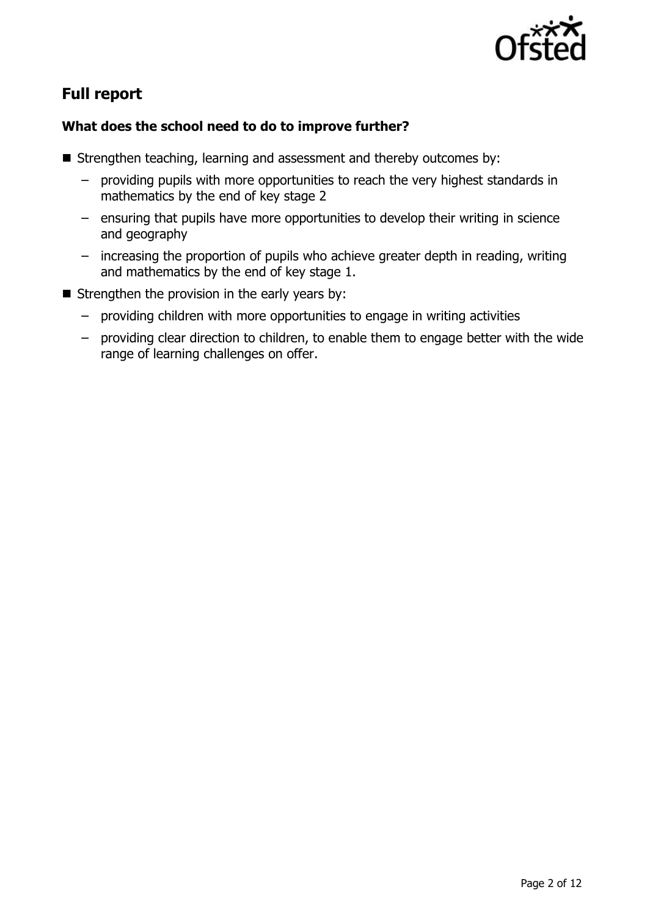## Full report

### What does the school need to do to improve further?

- Strengthen teaching, learning and assessment and thereby outcomes by:
  - providing pupils with more opportunities to reach the very highest standards in mathematics by the end of key stage 2
  - ensuring that pupils have more opportunities to develop their writing in science and geography
  - increasing the proportion of pupils who achieve greater depth in reading, writing and mathematics by the end of key stage 1.
- Strengthen the provision in the early years by:
  - providing children with more opportunities to engage in writing activities
  - providing clear direction to children, to enable them to engage better with the wide range of learning challenges on offer.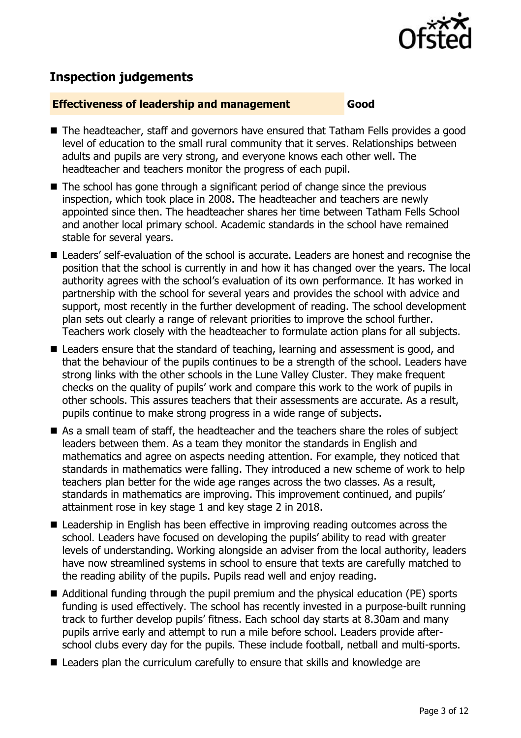## Inspection judgements

**Effectiveness of leadership and management** **Good**

- The headteacher, staff and governors have ensured that Tatham Fells provides a good level of education to the small rural community that it serves. Relationships between adults and pupils are very strong, and everyone knows each other well. The headteacher and teachers monitor the progress of each pupil.
- The school has gone through a significant period of change since the previous inspection, which took place in 2008. The headteacher and teachers are newly appointed since then. The headteacher shares her time between Tatham Fells School and another local primary school. Academic standards in the school have remained stable for several years.
- Leaders' self-evaluation of the school is accurate. Leaders are honest and recognise the position that the school is currently in and how it has changed over the years. The local authority agrees with the school's evaluation of its own performance. It has worked in partnership with the school for several years and provides the school with advice and support, most recently in the further development of reading. The school development plan sets out clearly a range of relevant priorities to improve the school further. Teachers work closely with the headteacher to formulate action plans for all subjects.
- Leaders ensure that the standard of teaching, learning and assessment is good, and that the behaviour of the pupils continues to be a strength of the school. Leaders have strong links with the other schools in the Lune Valley Cluster. They make frequent checks on the quality of pupils' work and compare this work to the work of pupils in other schools. This assures teachers that their assessments are accurate. As a result, pupils continue to make strong progress in a wide range of subjects.
- As a small team of staff, the headteacher and the teachers share the roles of subject leaders between them. As a team they monitor the standards in English and mathematics and agree on aspects needing attention. For example, they noticed that standards in mathematics were falling. They introduced a new scheme of work to help teachers plan better for the wide age ranges across the two classes. As a result, standards in mathematics are improving. This improvement continued, and pupils' attainment rose in key stage 1 and key stage 2 in 2018.
- Leadership in English has been effective in improving reading outcomes across the school. Leaders have focused on developing the pupils' ability to read with greater levels of understanding. Working alongside an adviser from the local authority, leaders have now streamlined systems in school to ensure that texts are carefully matched to the reading ability of the pupils. Pupils read well and enjoy reading.
- Additional funding through the pupil premium and the physical education (PE) sports funding is used effectively. The school has recently invested in a purpose-built running track to further develop pupils' fitness. Each school day starts at 8.30am and many pupils arrive early and attempt to run a mile before school. Leaders provide after-school clubs every day for the pupils. These include football, netball and multi-sports.
- Leaders plan the curriculum carefully to ensure that skills and knowledge are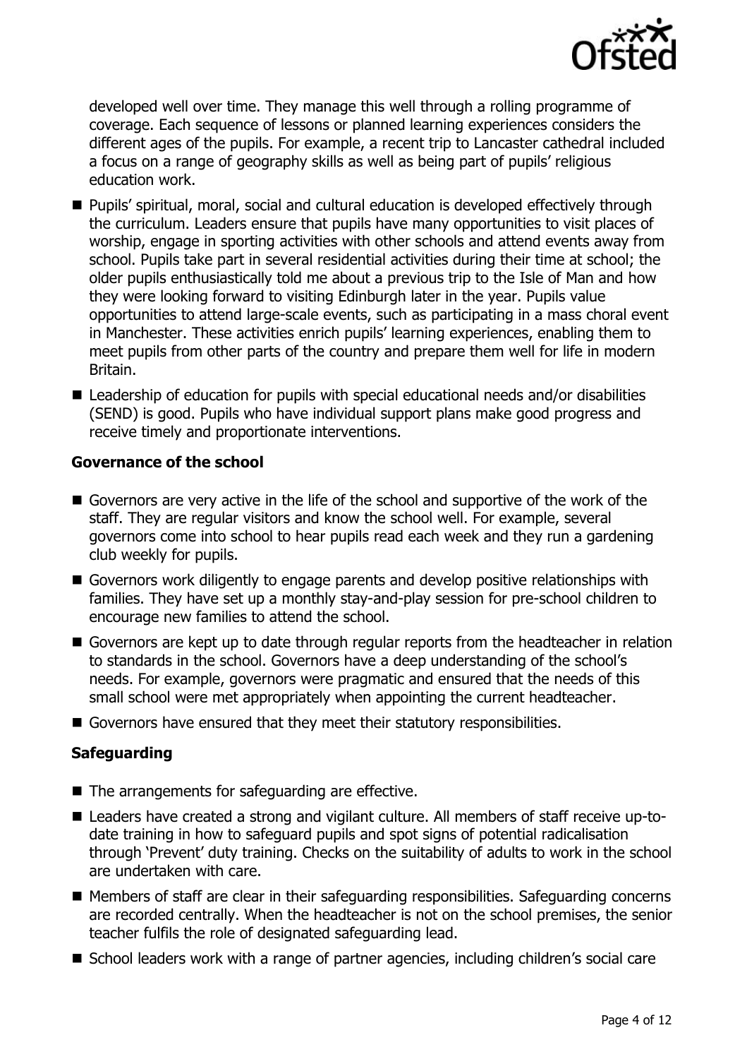developed well over time. They manage this well through a rolling programme of coverage. Each sequence of lessons or planned learning experiences considers the different ages of the pupils. For example, a recent trip to Lancaster cathedral included a focus on a range of geography skills as well as being part of pupils' religious education work.

- Pupils' spiritual, moral, social and cultural education is developed effectively through the curriculum. Leaders ensure that pupils have many opportunities to visit places of worship, engage in sporting activities with other schools and attend events away from school. Pupils take part in several residential activities during their time at school; the older pupils enthusiastically told me about a previous trip to the Isle of Man and how they were looking forward to visiting Edinburgh later in the year. Pupils value opportunities to attend large-scale events, such as participating in a mass choral event in Manchester. These activities enrich pupils' learning experiences, enabling them to meet pupils from other parts of the country and prepare them well for life in modern Britain.
- Leadership of education for pupils with special educational needs and/or disabilities (SEND) is good. Pupils who have individual support plans make good progress and receive timely and proportionate interventions.

### Governance of the school

- Governors are very active in the life of the school and supportive of the work of the staff. They are regular visitors and know the school well. For example, several governors come into school to hear pupils read each week and they run a gardening club weekly for pupils.
- Governors work diligently to engage parents and develop positive relationships with families. They have set up a monthly stay-and-play session for pre-school children to encourage new families to attend the school.
- Governors are kept up to date through regular reports from the headteacher in relation to standards in the school. Governors have a deep understanding of the school's needs. For example, governors were pragmatic and ensured that the needs of this small school were met appropriately when appointing the current headteacher.
- Governors have ensured that they meet their statutory responsibilities.

### Safeguarding

- The arrangements for safeguarding are effective.
- Leaders have created a strong and vigilant culture. All members of staff receive up-to-date training in how to safeguard pupils and spot signs of potential radicalisation through 'Prevent' duty training. Checks on the suitability of adults to work in the school are undertaken with care.
- Members of staff are clear in their safeguarding responsibilities. Safeguarding concerns are recorded centrally. When the headteacher is not on the school premises, the senior teacher fulfils the role of designated safeguarding lead.
- School leaders work with a range of partner agencies, including children's social care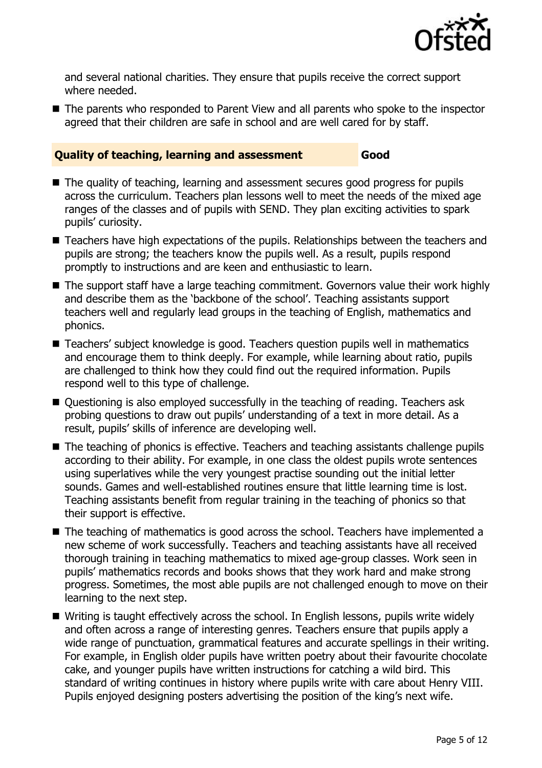and several national charities. They ensure that pupils receive the correct support where needed.

- The parents who responded to Parent View and all parents who spoke to the inspector agreed that their children are safe in school and are well cared for by staff.

### Quality of teaching, learning and assessment — Good

- The quality of teaching, learning and assessment secures good progress for pupils across the curriculum. Teachers plan lessons well to meet the needs of the mixed age ranges of the classes and of pupils with SEND. They plan exciting activities to spark pupils' curiosity.
- Teachers have high expectations of the pupils. Relationships between the teachers and pupils are strong; the teachers know the pupils well. As a result, pupils respond promptly to instructions and are keen and enthusiastic to learn.
- The support staff have a large teaching commitment. Governors value their work highly and describe them as the 'backbone of the school'. Teaching assistants support teachers well and regularly lead groups in the teaching of English, mathematics and phonics.
- Teachers' subject knowledge is good. Teachers question pupils well in mathematics and encourage them to think deeply. For example, while learning about ratio, pupils are challenged to think how they could find out the required information. Pupils respond well to this type of challenge.
- Questioning is also employed successfully in the teaching of reading. Teachers ask probing questions to draw out pupils' understanding of a text in more detail. As a result, pupils' skills of inference are developing well.
- The teaching of phonics is effective. Teachers and teaching assistants challenge pupils according to their ability. For example, in one class the oldest pupils wrote sentences using superlatives while the very youngest practise sounding out the initial letter sounds. Games and well-established routines ensure that little learning time is lost. Teaching assistants benefit from regular training in the teaching of phonics so that their support is effective.
- The teaching of mathematics is good across the school. Teachers have implemented a new scheme of work successfully. Teachers and teaching assistants have all received thorough training in teaching mathematics to mixed age-group classes. Work seen in pupils' mathematics records and books shows that they work hard and make strong progress. Sometimes, the most able pupils are not challenged enough to move on their learning to the next step.
- Writing is taught effectively across the school. In English lessons, pupils write widely and often across a range of interesting genres. Teachers ensure that pupils apply a wide range of punctuation, grammatical features and accurate spellings in their writing. For example, in English older pupils have written poetry about their favourite chocolate cake, and younger pupils have written instructions for catching a wild bird. This standard of writing continues in history where pupils write with care about Henry VIII. Pupils enjoyed designing posters advertising the position of the king's next wife.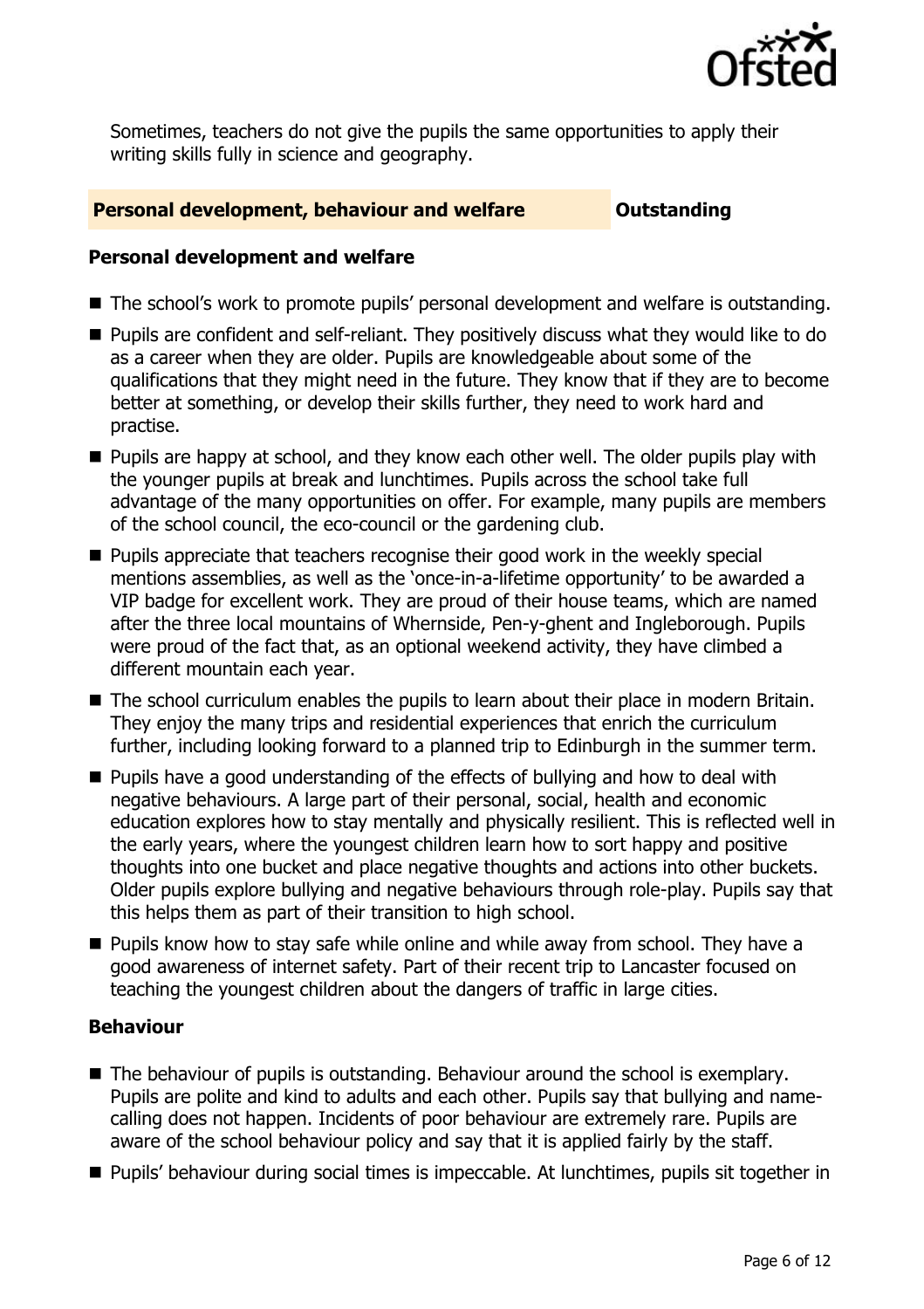Sometimes, teachers do not give the pupils the same opportunities to apply their writing skills fully in science and geography.

## Personal development, behaviour and welfare — Outstanding

### Personal development and welfare

- The school's work to promote pupils' personal development and welfare is outstanding.
- Pupils are confident and self-reliant. They positively discuss what they would like to do as a career when they are older. Pupils are knowledgeable about some of the qualifications that they might need in the future. They know that if they are to become better at something, or develop their skills further, they need to work hard and practise.
- Pupils are happy at school, and they know each other well. The older pupils play with the younger pupils at break and lunchtimes. Pupils across the school take full advantage of the many opportunities on offer. For example, many pupils are members of the school council, the eco-council or the gardening club.
- Pupils appreciate that teachers recognise their good work in the weekly special mentions assemblies, as well as the 'once-in-a-lifetime opportunity' to be awarded a VIP badge for excellent work. They are proud of their house teams, which are named after the three local mountains of Whernside, Pen-y-ghent and Ingleborough. Pupils were proud of the fact that, as an optional weekend activity, they have climbed a different mountain each year.
- The school curriculum enables the pupils to learn about their place in modern Britain. They enjoy the many trips and residential experiences that enrich the curriculum further, including looking forward to a planned trip to Edinburgh in the summer term.
- Pupils have a good understanding of the effects of bullying and how to deal with negative behaviours. A large part of their personal, social, health and economic education explores how to stay mentally and physically resilient. This is reflected well in the early years, where the youngest children learn how to sort happy and positive thoughts into one bucket and place negative thoughts and actions into other buckets. Older pupils explore bullying and negative behaviours through role-play. Pupils say that this helps them as part of their transition to high school.
- Pupils know how to stay safe while online and while away from school. They have a good awareness of internet safety. Part of their recent trip to Lancaster focused on teaching the youngest children about the dangers of traffic in large cities.

### Behaviour

- The behaviour of pupils is outstanding. Behaviour around the school is exemplary. Pupils are polite and kind to adults and each other. Pupils say that bullying and name-calling does not happen. Incidents of poor behaviour are extremely rare. Pupils are aware of the school behaviour policy and say that it is applied fairly by the staff.
- Pupils' behaviour during social times is impeccable. At lunchtimes, pupils sit together in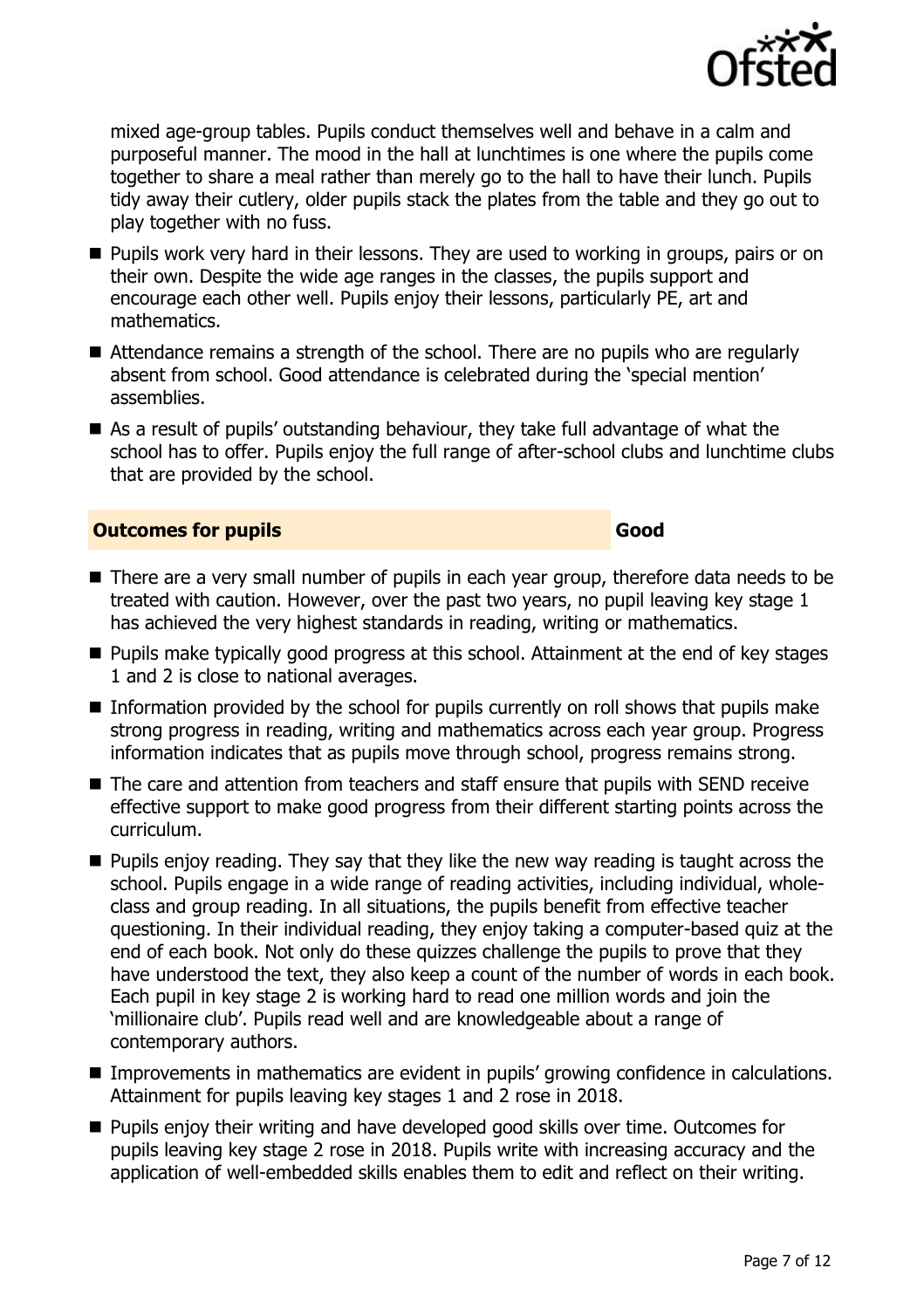mixed age-group tables. Pupils conduct themselves well and behave in a calm and purposeful manner. The mood in the hall at lunchtimes is one where the pupils come together to share a meal rather than merely go to the hall to have their lunch. Pupils tidy away their cutlery, older pupils stack the plates from the table and they go out to play together with no fuss.

- Pupils work very hard in their lessons. They are used to working in groups, pairs or on their own. Despite the wide age ranges in the classes, the pupils support and encourage each other well. Pupils enjoy their lessons, particularly PE, art and mathematics.
- Attendance remains a strength of the school. There are no pupils who are regularly absent from school. Good attendance is celebrated during the 'special mention' assemblies.
- As a result of pupils' outstanding behaviour, they take full advantage of what the school has to offer. Pupils enjoy the full range of after-school clubs and lunchtime clubs that are provided by the school.

## Outcomes for pupils — Good

- There are a very small number of pupils in each year group, therefore data needs to be treated with caution. However, over the past two years, no pupil leaving key stage 1 has achieved the very highest standards in reading, writing or mathematics.
- Pupils make typically good progress at this school. Attainment at the end of key stages 1 and 2 is close to national averages.
- Information provided by the school for pupils currently on roll shows that pupils make strong progress in reading, writing and mathematics across each year group. Progress information indicates that as pupils move through school, progress remains strong.
- The care and attention from teachers and staff ensure that pupils with SEND receive effective support to make good progress from their different starting points across the curriculum.
- Pupils enjoy reading. They say that they like the new way reading is taught across the school. Pupils engage in a wide range of reading activities, including individual, whole-class and group reading. In all situations, the pupils benefit from effective teacher questioning. In their individual reading, they enjoy taking a computer-based quiz at the end of each book. Not only do these quizzes challenge the pupils to prove that they have understood the text, they also keep a count of the number of words in each book. Each pupil in key stage 2 is working hard to read one million words and join the 'millionaire club'. Pupils read well and are knowledgeable about a range of contemporary authors.
- Improvements in mathematics are evident in pupils' growing confidence in calculations. Attainment for pupils leaving key stages 1 and 2 rose in 2018.
- Pupils enjoy their writing and have developed good skills over time. Outcomes for pupils leaving key stage 2 rose in 2018. Pupils write with increasing accuracy and the application of well-embedded skills enables them to edit and reflect on their writing.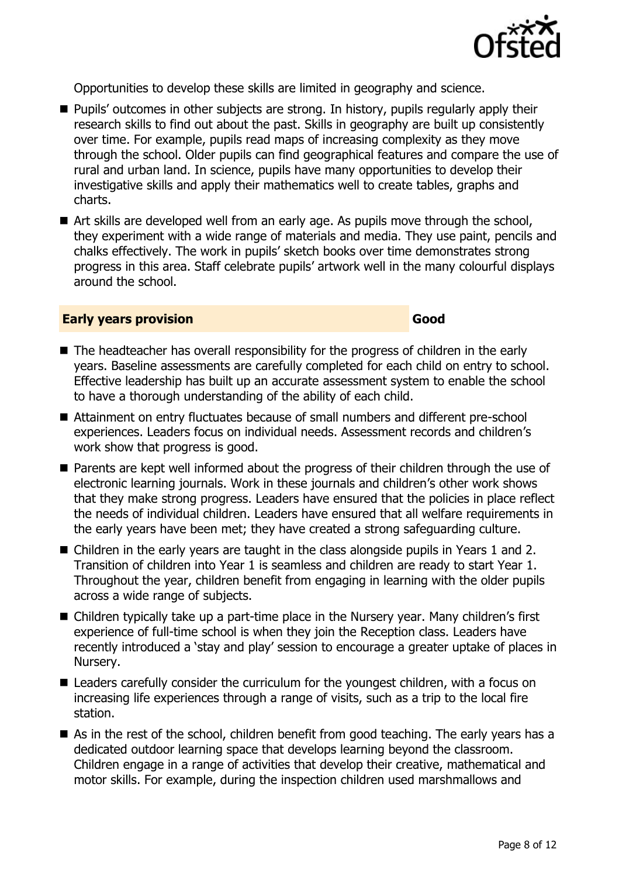Opportunities to develop these skills are limited in geography and science.

- Pupils' outcomes in other subjects are strong. In history, pupils regularly apply their research skills to find out about the past. Skills in geography are built up consistently over time. For example, pupils read maps of increasing complexity as they move through the school. Older pupils can find geographical features and compare the use of rural and urban land. In science, pupils have many opportunities to develop their investigative skills and apply their mathematics well to create tables, graphs and charts.
- Art skills are developed well from an early age. As pupils move through the school, they experiment with a wide range of materials and media. They use paint, pencils and chalks effectively. The work in pupils' sketch books over time demonstrates strong progress in this area. Staff celebrate pupils' artwork well in the many colourful displays around the school.

## Early years provision — Good

- The headteacher has overall responsibility for the progress of children in the early years. Baseline assessments are carefully completed for each child on entry to school. Effective leadership has built up an accurate assessment system to enable the school to have a thorough understanding of the ability of each child.
- Attainment on entry fluctuates because of small numbers and different pre-school experiences. Leaders focus on individual needs. Assessment records and children's work show that progress is good.
- Parents are kept well informed about the progress of their children through the use of electronic learning journals. Work in these journals and children's other work shows that they make strong progress. Leaders have ensured that the policies in place reflect the needs of individual children. Leaders have ensured that all welfare requirements in the early years have been met; they have created a strong safeguarding culture.
- Children in the early years are taught in the class alongside pupils in Years 1 and 2. Transition of children into Year 1 is seamless and children are ready to start Year 1. Throughout the year, children benefit from engaging in learning with the older pupils across a wide range of subjects.
- Children typically take up a part-time place in the Nursery year. Many children's first experience of full-time school is when they join the Reception class. Leaders have recently introduced a 'stay and play' session to encourage a greater uptake of places in Nursery.
- Leaders carefully consider the curriculum for the youngest children, with a focus on increasing life experiences through a range of visits, such as a trip to the local fire station.
- As in the rest of the school, children benefit from good teaching. The early years has a dedicated outdoor learning space that develops learning beyond the classroom. Children engage in a range of activities that develop their creative, mathematical and motor skills. For example, during the inspection children used marshmallows and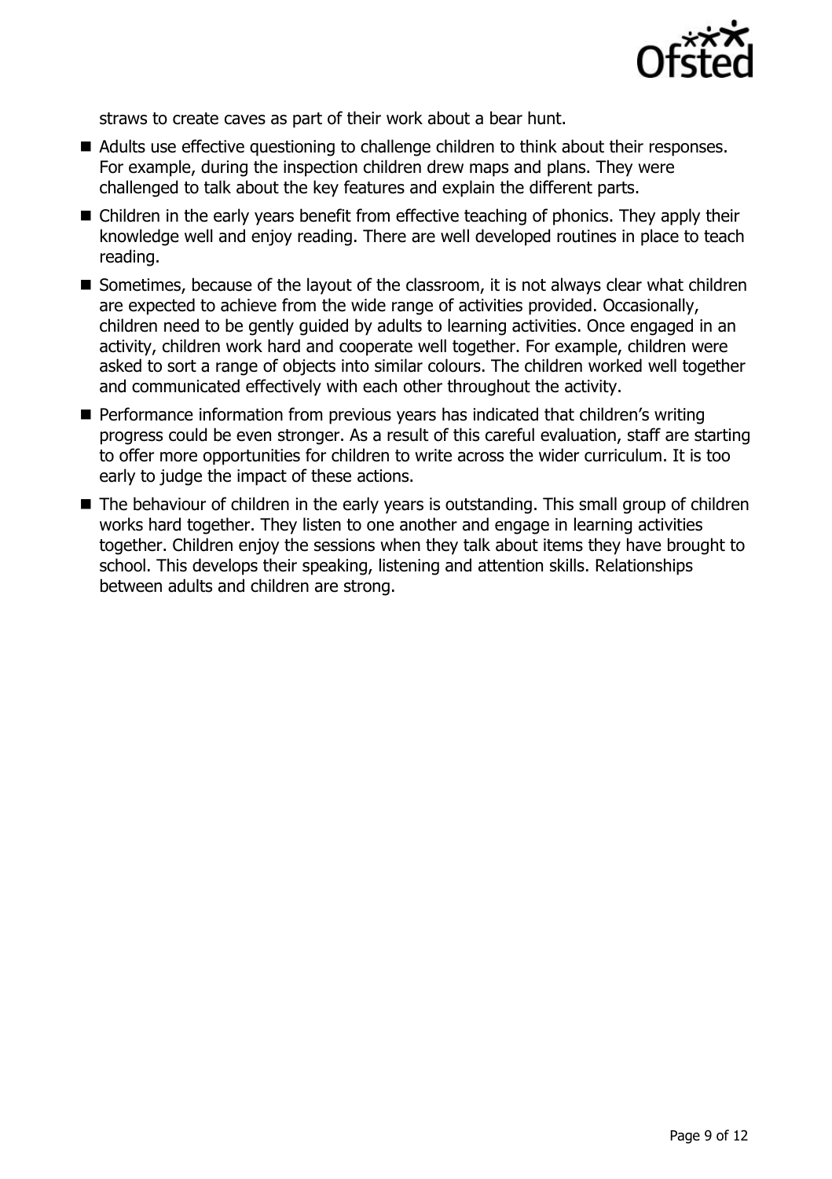straws to create caves as part of their work about a bear hunt.

- Adults use effective questioning to challenge children to think about their responses. For example, during the inspection children drew maps and plans. They were challenged to talk about the key features and explain the different parts.
- Children in the early years benefit from effective teaching of phonics. They apply their knowledge well and enjoy reading. There are well developed routines in place to teach reading.
- Sometimes, because of the layout of the classroom, it is not always clear what children are expected to achieve from the wide range of activities provided. Occasionally, children need to be gently guided by adults to learning activities. Once engaged in an activity, children work hard and cooperate well together. For example, children were asked to sort a range of objects into similar colours. The children worked well together and communicated effectively with each other throughout the activity.
- Performance information from previous years has indicated that children's writing progress could be even stronger. As a result of this careful evaluation, staff are starting to offer more opportunities for children to write across the wider curriculum. It is too early to judge the impact of these actions.
- The behaviour of children in the early years is outstanding. This small group of children works hard together. They listen to one another and engage in learning activities together. Children enjoy the sessions when they talk about items they have brought to school. This develops their speaking, listening and attention skills. Relationships between adults and children are strong.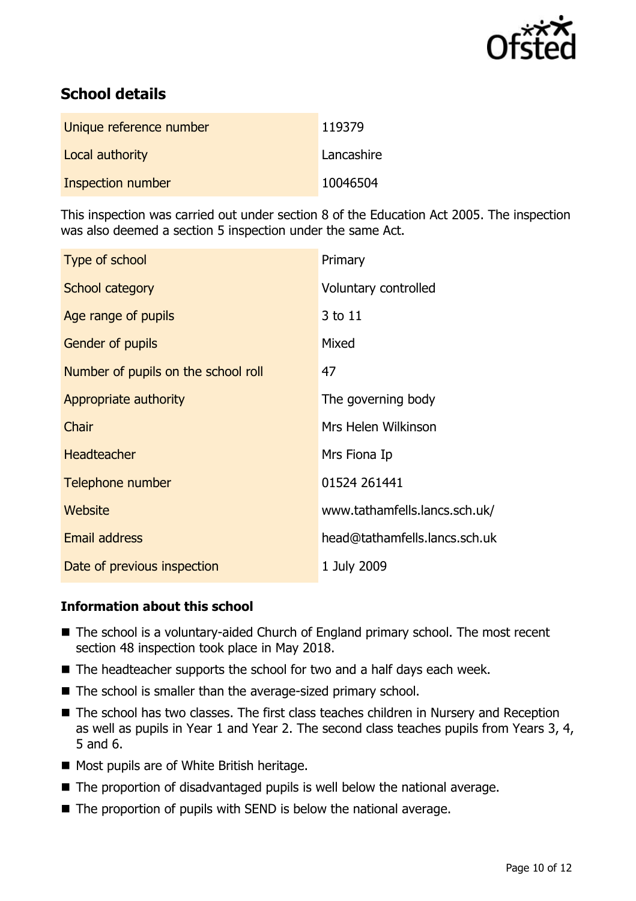## School details

| Unique reference number | 119379 |
| --- | --- |
| Local authority | Lancashire |
| Inspection number | 10046504 |

This inspection was carried out under section 8 of the Education Act 2005. The inspection was also deemed a section 5 inspection under the same Act.

| Type of school | Primary |
| --- | --- |
| School category | Voluntary controlled |
| Age range of pupils | 3 to 11 |
| Gender of pupils | Mixed |
| Number of pupils on the school roll | 47 |
| Appropriate authority | The governing body |
| Chair | Mrs Helen Wilkinson |
| Headteacher | Mrs Fiona Ip |
| Telephone number | 01524 261441 |
| Website | www.tathamfells.lancs.sch.uk/ |
| Email address | head@tathamfells.lancs.sch.uk |
| Date of previous inspection | 1 July 2009 |

### Information about this school

- The school is a voluntary-aided Church of England primary school. The most recent section 48 inspection took place in May 2018.
- The headteacher supports the school for two and a half days each week.
- The school is smaller than the average-sized primary school.
- The school has two classes. The first class teaches children in Nursery and Reception as well as pupils in Year 1 and Year 2. The second class teaches pupils from Years 3, 4, 5 and 6.
- Most pupils are of White British heritage.
- The proportion of disadvantaged pupils is well below the national average.
- The proportion of pupils with SEND is below the national average.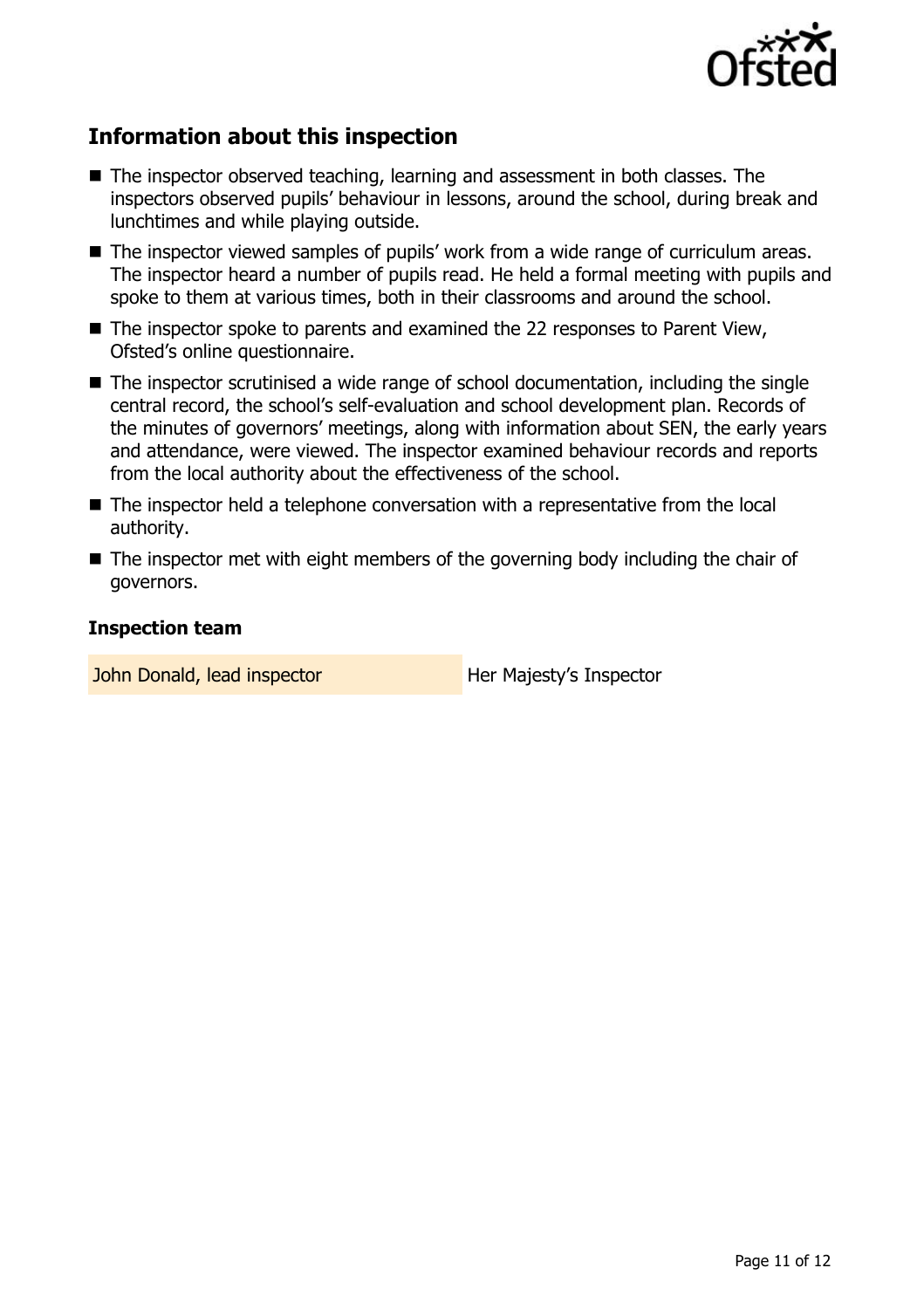## Information about this inspection

- The inspector observed teaching, learning and assessment in both classes. The inspectors observed pupils' behaviour in lessons, around the school, during break and lunchtimes and while playing outside.
- The inspector viewed samples of pupils' work from a wide range of curriculum areas. The inspector heard a number of pupils read. He held a formal meeting with pupils and spoke to them at various times, both in their classrooms and around the school.
- The inspector spoke to parents and examined the 22 responses to Parent View, Ofsted's online questionnaire.
- The inspector scrutinised a wide range of school documentation, including the single central record, the school's self-evaluation and school development plan. Records of the minutes of governors' meetings, along with information about SEN, the early years and attendance, were viewed. The inspector examined behaviour records and reports from the local authority about the effectiveness of the school.
- The inspector held a telephone conversation with a representative from the local authority.
- The inspector met with eight members of the governing body including the chair of governors.

### Inspection team

| | |
|---|---|
| John Donald, lead inspector | Her Majesty's Inspector |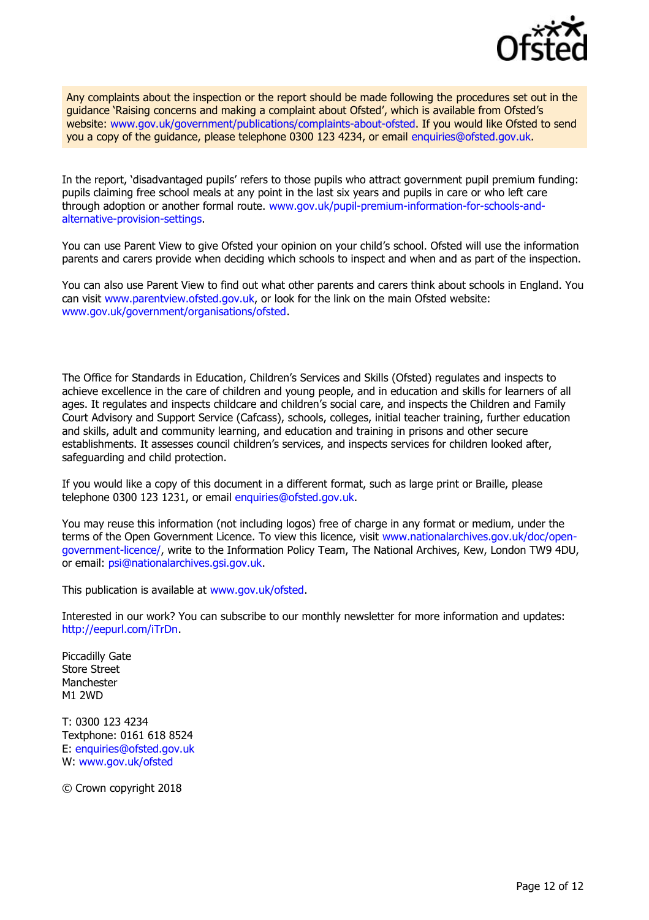Any complaints about the inspection or the report should be made following the procedures set out in the guidance 'Raising concerns and making a complaint about Ofsted', which is available from Ofsted's website: www.gov.uk/government/publications/complaints-about-ofsted. If you would like Ofsted to send you a copy of the guidance, please telephone 0300 123 4234, or email enquiries@ofsted.gov.uk.

In the report, 'disadvantaged pupils' refers to those pupils who attract government pupil premium funding: pupils claiming free school meals at any point in the last six years and pupils in care or who left care through adoption or another formal route. www.gov.uk/pupil-premium-information-for-schools-and-alternative-provision-settings.

You can use Parent View to give Ofsted your opinion on your child's school. Ofsted will use the information parents and carers provide when deciding which schools to inspect and when and as part of the inspection.

You can also use Parent View to find out what other parents and carers think about schools in England. You can visit www.parentview.ofsted.gov.uk, or look for the link on the main Ofsted website: www.gov.uk/government/organisations/ofsted.

The Office for Standards in Education, Children's Services and Skills (Ofsted) regulates and inspects to achieve excellence in the care of children and young people, and in education and skills for learners of all ages. It regulates and inspects childcare and children's social care, and inspects the Children and Family Court Advisory and Support Service (Cafcass), schools, colleges, initial teacher training, further education and skills, adult and community learning, and education and training in prisons and other secure establishments. It assesses council children's services, and inspects services for children looked after, safeguarding and child protection.

If you would like a copy of this document in a different format, such as large print or Braille, please telephone 0300 123 1231, or email enquiries@ofsted.gov.uk.

You may reuse this information (not including logos) free of charge in any format or medium, under the terms of the Open Government Licence. To view this licence, visit www.nationalarchives.gov.uk/doc/open-government-licence/, write to the Information Policy Team, The National Archives, Kew, London TW9 4DU, or email: psi@nationalarchives.gsi.gov.uk.

This publication is available at www.gov.uk/ofsted.

Interested in our work? You can subscribe to our monthly newsletter for more information and updates: http://eepurl.com/iTrDn.

Piccadilly Gate
Store Street
Manchester
M1 2WD

T: 0300 123 4234
Textphone: 0161 618 8524
E: enquiries@ofsted.gov.uk
W: www.gov.uk/ofsted

© Crown copyright 2018